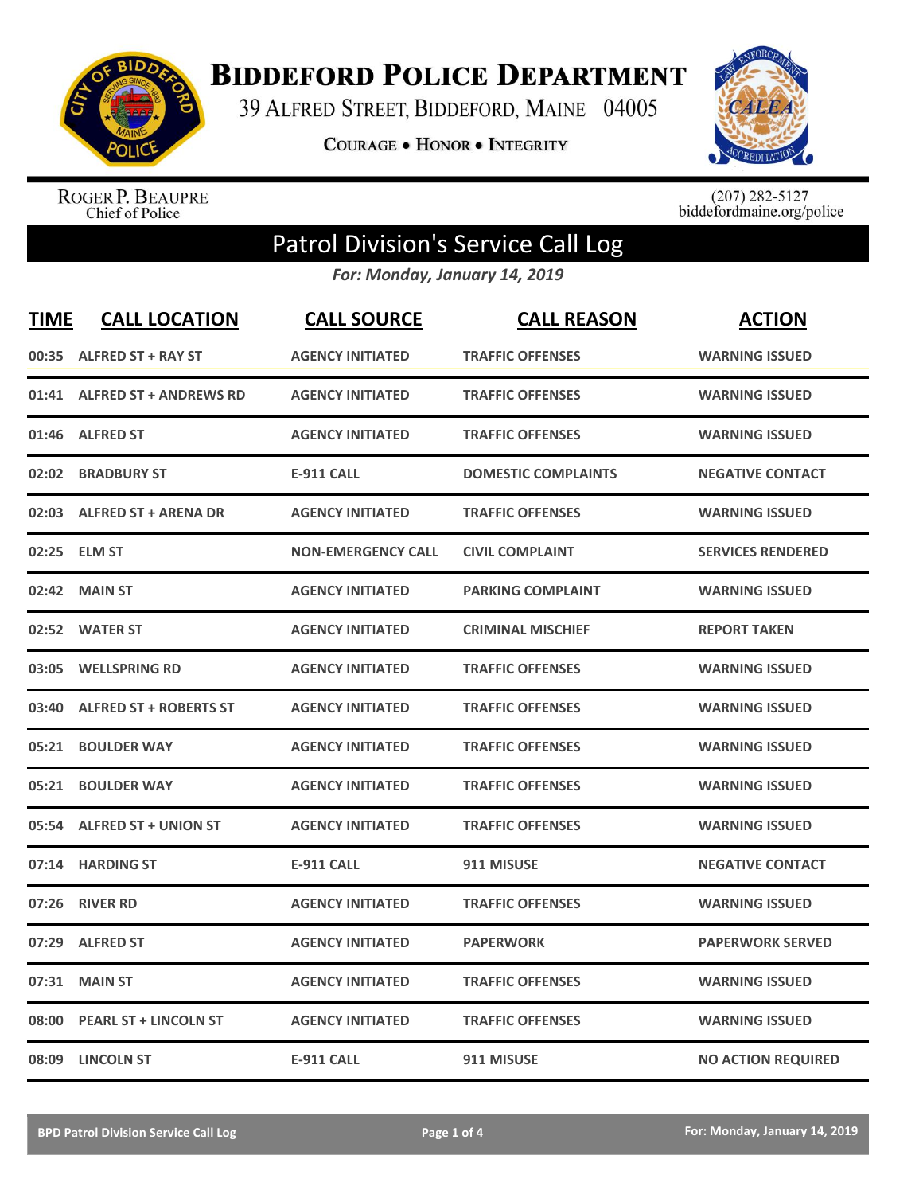# Biddeford Police Department

39 Alfred Street, Biddeford, Maine 04005

Courage • Honor • Integrity

Roger P. Beaupre
Chief of Police

(207) 282-5127
biddefordmaine.org/police

## Patrol Division's Service Call Log

*For: Monday, January 14, 2019*

| TIME | CALL LOCATION | CALL SOURCE | CALL REASON | ACTION |
|---|---|---|---|---|
| 00:35 | ALFRED ST + RAY ST | AGENCY INITIATED | TRAFFIC OFFENSES | WARNING ISSUED |
| 01:41 | ALFRED ST + ANDREWS RD | AGENCY INITIATED | TRAFFIC OFFENSES | WARNING ISSUED |
| 01:46 | ALFRED ST | AGENCY INITIATED | TRAFFIC OFFENSES | WARNING ISSUED |
| 02:02 | BRADBURY ST | E-911 CALL | DOMESTIC COMPLAINTS | NEGATIVE CONTACT |
| 02:03 | ALFRED ST + ARENA DR | AGENCY INITIATED | TRAFFIC OFFENSES | WARNING ISSUED |
| 02:25 | ELM ST | NON-EMERGENCY CALL | CIVIL COMPLAINT | SERVICES RENDERED |
| 02:42 | MAIN ST | AGENCY INITIATED | PARKING COMPLAINT | WARNING ISSUED |
| 02:52 | WATER ST | AGENCY INITIATED | CRIMINAL MISCHIEF | REPORT TAKEN |
| 03:05 | WELLSPRING RD | AGENCY INITIATED | TRAFFIC OFFENSES | WARNING ISSUED |
| 03:40 | ALFRED ST + ROBERTS ST | AGENCY INITIATED | TRAFFIC OFFENSES | WARNING ISSUED |
| 05:21 | BOULDER WAY | AGENCY INITIATED | TRAFFIC OFFENSES | WARNING ISSUED |
| 05:21 | BOULDER WAY | AGENCY INITIATED | TRAFFIC OFFENSES | WARNING ISSUED |
| 05:54 | ALFRED ST + UNION ST | AGENCY INITIATED | TRAFFIC OFFENSES | WARNING ISSUED |
| 07:14 | HARDING ST | E-911 CALL | 911 MISUSE | NEGATIVE CONTACT |
| 07:26 | RIVER RD | AGENCY INITIATED | TRAFFIC OFFENSES | WARNING ISSUED |
| 07:29 | ALFRED ST | AGENCY INITIATED | PAPERWORK | PAPERWORK SERVED |
| 07:31 | MAIN ST | AGENCY INITIATED | TRAFFIC OFFENSES | WARNING ISSUED |
| 08:00 | PEARL ST + LINCOLN ST | AGENCY INITIATED | TRAFFIC OFFENSES | WARNING ISSUED |
| 08:09 | LINCOLN ST | E-911 CALL | 911 MISUSE | NO ACTION REQUIRED |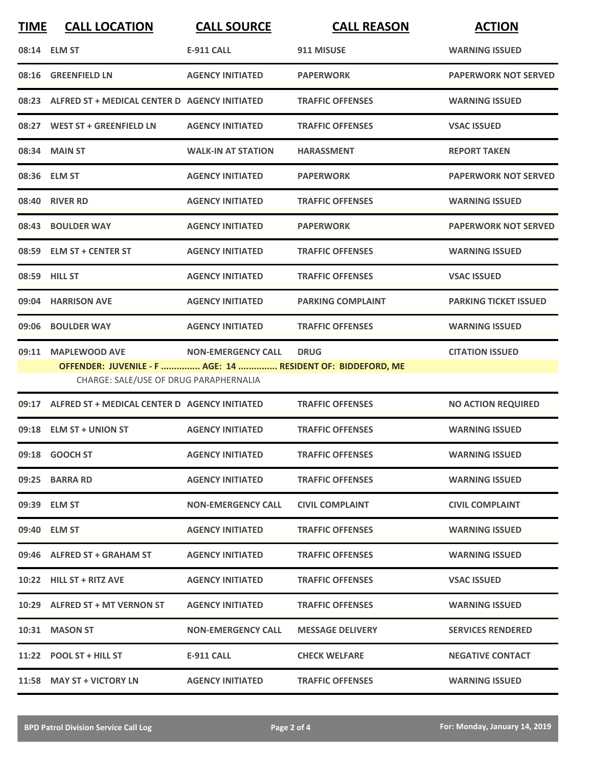| TIME | CALL LOCATION | CALL SOURCE | CALL REASON | ACTION |
|---|---|---|---|---|
| 08:14 | ELM ST | E-911 CALL | 911 MISUSE | WARNING ISSUED |
| 08:16 | GREENFIELD LN | AGENCY INITIATED | PAPERWORK | PAPERWORK NOT SERVED |
| 08:23 | ALFRED ST + MEDICAL CENTER D | AGENCY INITIATED | TRAFFIC OFFENSES | WARNING ISSUED |
| 08:27 | WEST ST + GREENFIELD LN | AGENCY INITIATED | TRAFFIC OFFENSES | VSAC ISSUED |
| 08:34 | MAIN ST | WALK-IN AT STATION | HARASSMENT | REPORT TAKEN |
| 08:36 | ELM ST | AGENCY INITIATED | PAPERWORK | PAPERWORK NOT SERVED |
| 08:40 | RIVER RD | AGENCY INITIATED | TRAFFIC OFFENSES | WARNING ISSUED |
| 08:43 | BOULDER WAY | AGENCY INITIATED | PAPERWORK | PAPERWORK NOT SERVED |
| 08:59 | ELM ST + CENTER ST | AGENCY INITIATED | TRAFFIC OFFENSES | WARNING ISSUED |
| 08:59 | HILL ST | AGENCY INITIATED | TRAFFIC OFFENSES | VSAC ISSUED |
| 09:04 | HARRISON AVE | AGENCY INITIATED | PARKING COMPLAINT | PARKING TICKET ISSUED |
| 09:06 | BOULDER WAY | AGENCY INITIATED | TRAFFIC OFFENSES | WARNING ISSUED |
| 09:11 | MAPLEWOOD AVE | NON-EMERGENCY CALL | DRUG | CITATION ISSUED |
| | **OFFENDER: JUVENILE - F ............... AGE: 14 ............... RESIDENT OF: BIDDEFORD, ME** | | | |
| | CHARGE: SALE/USE OF DRUG PARAPHERNALIA | | | |
| 09:17 | ALFRED ST + MEDICAL CENTER D | AGENCY INITIATED | TRAFFIC OFFENSES | NO ACTION REQUIRED |
| 09:18 | ELM ST + UNION ST | AGENCY INITIATED | TRAFFIC OFFENSES | WARNING ISSUED |
| 09:18 | GOOCH ST | AGENCY INITIATED | TRAFFIC OFFENSES | WARNING ISSUED |
| 09:25 | BARRA RD | AGENCY INITIATED | TRAFFIC OFFENSES | WARNING ISSUED |
| 09:39 | ELM ST | NON-EMERGENCY CALL | CIVIL COMPLAINT | CIVIL COMPLAINT |
| 09:40 | ELM ST | AGENCY INITIATED | TRAFFIC OFFENSES | WARNING ISSUED |
| 09:46 | ALFRED ST + GRAHAM ST | AGENCY INITIATED | TRAFFIC OFFENSES | WARNING ISSUED |
| 10:22 | HILL ST + RITZ AVE | AGENCY INITIATED | TRAFFIC OFFENSES | VSAC ISSUED |
| 10:29 | ALFRED ST + MT VERNON ST | AGENCY INITIATED | TRAFFIC OFFENSES | WARNING ISSUED |
| 10:31 | MASON ST | NON-EMERGENCY CALL | MESSAGE DELIVERY | SERVICES RENDERED |
| 11:22 | POOL ST + HILL ST | E-911 CALL | CHECK WELFARE | NEGATIVE CONTACT |
| 11:58 | MAY ST + VICTORY LN | AGENCY INITIATED | TRAFFIC OFFENSES | WARNING ISSUED |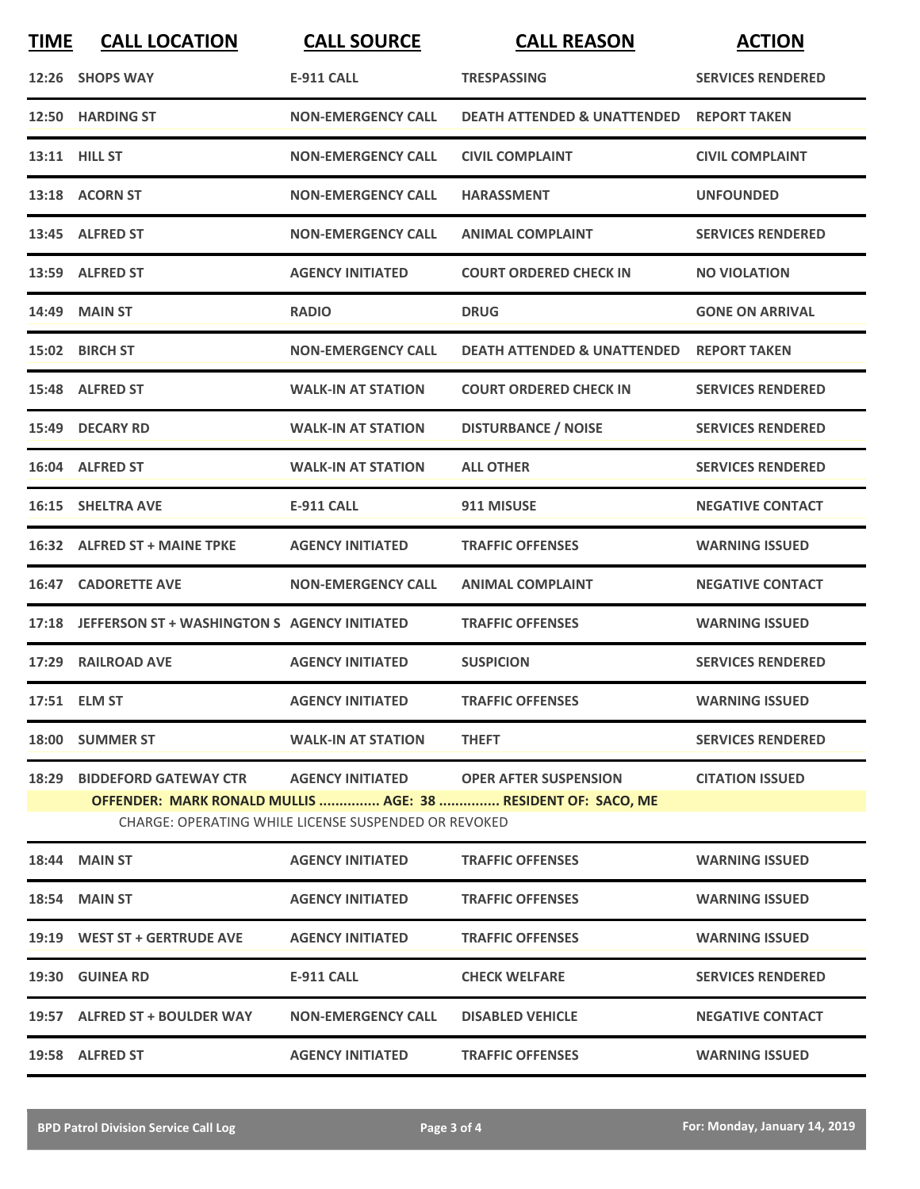| TIME | CALL LOCATION | CALL SOURCE | CALL REASON | ACTION |
|---|---|---|---|---|
| 12:26 | SHOPS WAY | E-911 CALL | TRESPASSING | SERVICES RENDERED |
| 12:50 | HARDING ST | NON-EMERGENCY CALL | DEATH ATTENDED & UNATTENDED | REPORT TAKEN |
| 13:11 | HILL ST | NON-EMERGENCY CALL | CIVIL COMPLAINT | CIVIL COMPLAINT |
| 13:18 | ACORN ST | NON-EMERGENCY CALL | HARASSMENT | UNFOUNDED |
| 13:45 | ALFRED ST | NON-EMERGENCY CALL | ANIMAL COMPLAINT | SERVICES RENDERED |
| 13:59 | ALFRED ST | AGENCY INITIATED | COURT ORDERED CHECK IN | NO VIOLATION |
| 14:49 | MAIN ST | RADIO | DRUG | GONE ON ARRIVAL |
| 15:02 | BIRCH ST | NON-EMERGENCY CALL | DEATH ATTENDED & UNATTENDED | REPORT TAKEN |
| 15:48 | ALFRED ST | WALK-IN AT STATION | COURT ORDERED CHECK IN | SERVICES RENDERED |
| 15:49 | DECARY RD | WALK-IN AT STATION | DISTURBANCE / NOISE | SERVICES RENDERED |
| 16:04 | ALFRED ST | WALK-IN AT STATION | ALL OTHER | SERVICES RENDERED |
| 16:15 | SHELTRA AVE | E-911 CALL | 911 MISUSE | NEGATIVE CONTACT |
| 16:32 | ALFRED ST + MAINE TPKE | AGENCY INITIATED | TRAFFIC OFFENSES | WARNING ISSUED |
| 16:47 | CADORETTE AVE | NON-EMERGENCY CALL | ANIMAL COMPLAINT | NEGATIVE CONTACT |
| 17:18 | JEFFERSON ST + WASHINGTON S | AGENCY INITIATED | TRAFFIC OFFENSES | WARNING ISSUED |
| 17:29 | RAILROAD AVE | AGENCY INITIATED | SUSPICION | SERVICES RENDERED |
| 17:51 | ELM ST | AGENCY INITIATED | TRAFFIC OFFENSES | WARNING ISSUED |
| 18:00 | SUMMER ST | WALK-IN AT STATION | THEFT | SERVICES RENDERED |
| 18:29 | BIDDEFORD GATEWAY CTR | AGENCY INITIATED | OPER AFTER SUSPENSION | CITATION ISSUED |
| | **OFFENDER: MARK RONALD MULLIS ............... AGE: 38 ............... RESIDENT OF: SACO, ME** | | | |
| | CHARGE: OPERATING WHILE LICENSE SUSPENDED OR REVOKED | | | |
| 18:44 | MAIN ST | AGENCY INITIATED | TRAFFIC OFFENSES | WARNING ISSUED |
| 18:54 | MAIN ST | AGENCY INITIATED | TRAFFIC OFFENSES | WARNING ISSUED |
| 19:19 | WEST ST + GERTRUDE AVE | AGENCY INITIATED | TRAFFIC OFFENSES | WARNING ISSUED |
| 19:30 | GUINEA RD | E-911 CALL | CHECK WELFARE | SERVICES RENDERED |
| 19:57 | ALFRED ST + BOULDER WAY | NON-EMERGENCY CALL | DISABLED VEHICLE | NEGATIVE CONTACT |
| 19:58 | ALFRED ST | AGENCY INITIATED | TRAFFIC OFFENSES | WARNING ISSUED |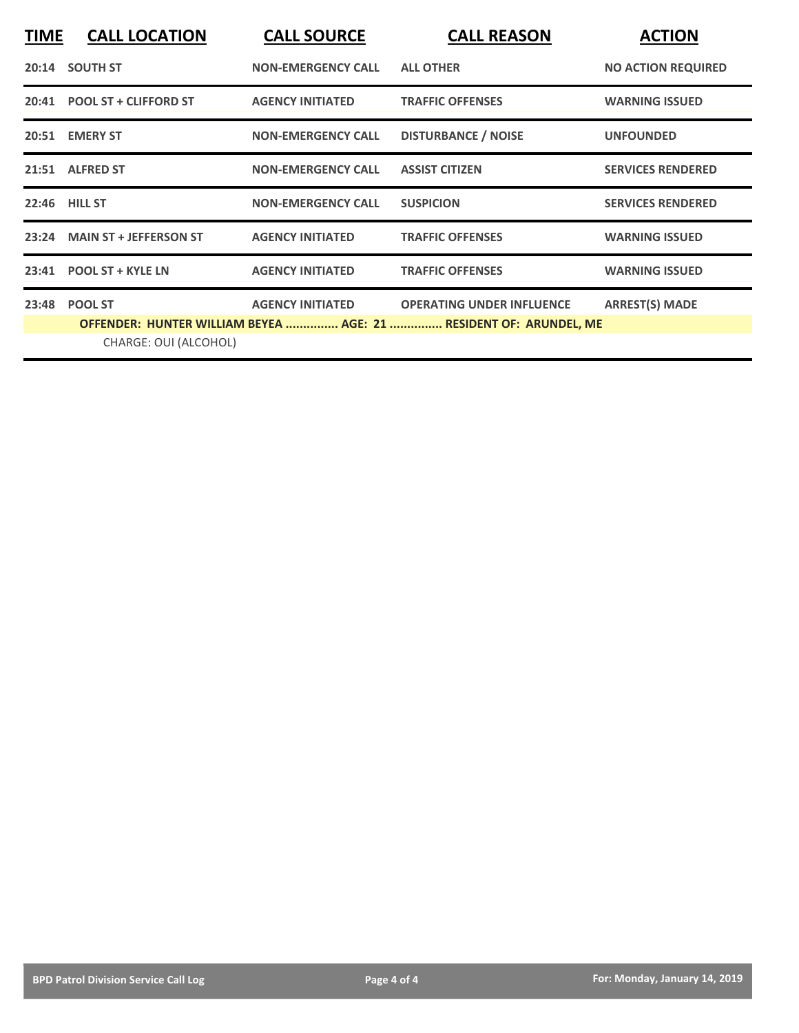| TIME | CALL LOCATION | CALL SOURCE | CALL REASON | ACTION |
| --- | --- | --- | --- | --- |
| 20:14 | SOUTH ST | NON-EMERGENCY CALL | ALL OTHER | NO ACTION REQUIRED |
| 20:41 | POOL ST + CLIFFORD ST | AGENCY INITIATED | TRAFFIC OFFENSES | WARNING ISSUED |
| 20:51 | EMERY ST | NON-EMERGENCY CALL | DISTURBANCE / NOISE | UNFOUNDED |
| 21:51 | ALFRED ST | NON-EMERGENCY CALL | ASSIST CITIZEN | SERVICES RENDERED |
| 22:46 | HILL ST | NON-EMERGENCY CALL | SUSPICION | SERVICES RENDERED |
| 23:24 | MAIN ST + JEFFERSON ST | AGENCY INITIATED | TRAFFIC OFFENSES | WARNING ISSUED |
| 23:41 | POOL ST + KYLE LN | AGENCY INITIATED | TRAFFIC OFFENSES | WARNING ISSUED |
| 23:48 | POOL ST | AGENCY INITIATED | OPERATING UNDER INFLUENCE | ARREST(S) MADE |

**OFFENDER: HUNTER WILLIAM BEYEA ............... AGE: 21 ............... RESIDENT OF: ARUNDEL, ME**

CHARGE: OUI (ALCOHOL)

BPD Patrol Division Service Call Log

For: Monday, January 14, 2019